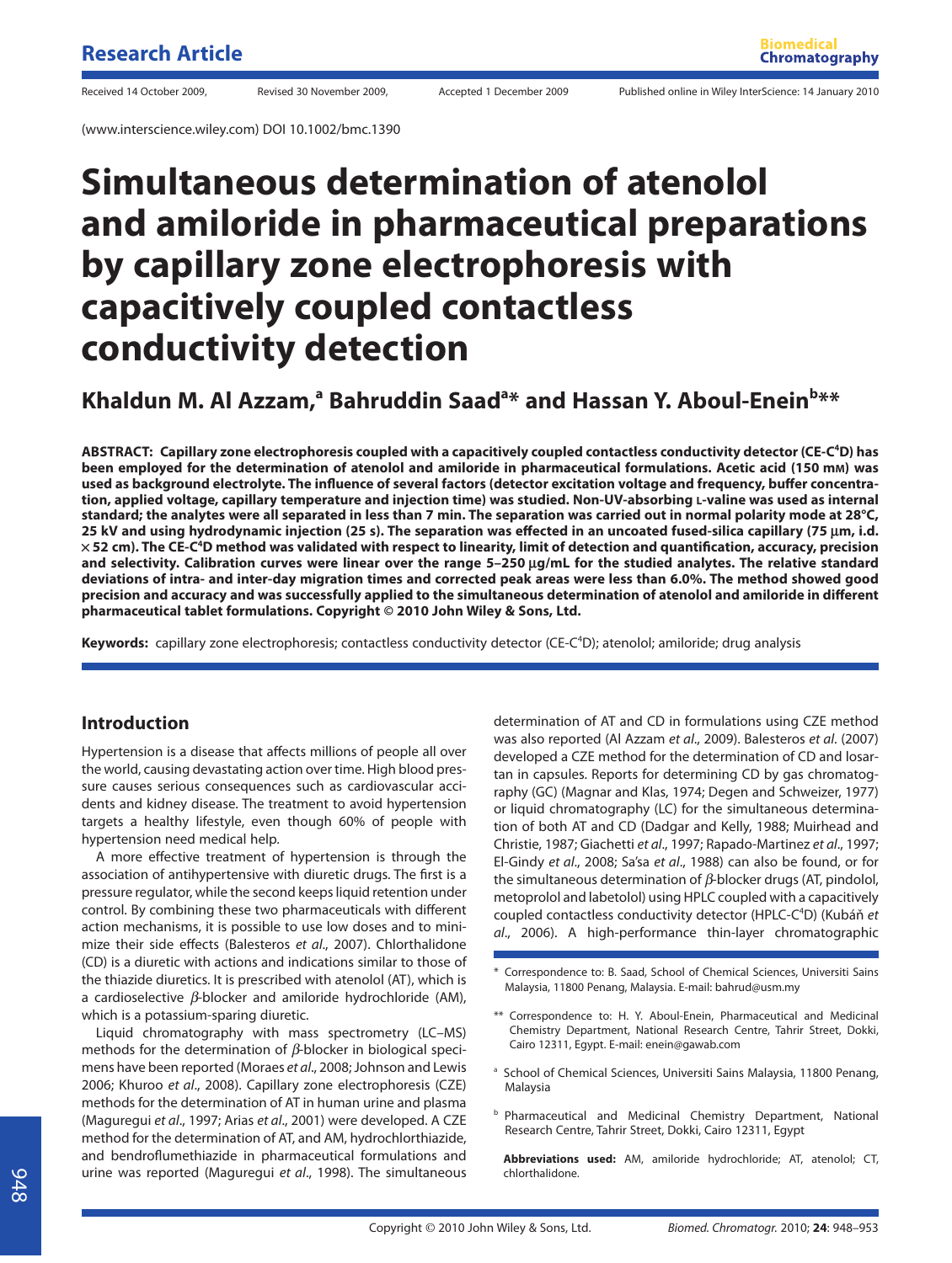Research Article

Received 14 October 2009, Revised 30 November 2009, Accepted 1 December 2009 Published online in Wiley InterScience: 14 January 2010

(www.interscience.wiley.com) DOI 10.1002/bmc.1390

# Simultaneous determination of atenolol and amiloride in pharmaceutical preparations by capillary zone electrophoresis with capacitively coupled contactless conductivity detection

**Khaldun M. Al Azzam,[a] Bahruddin Saad[a]\* and Hassan Y. Aboul-Enein[b]\*\***

**ABSTRACT: Capillary zone electrophoresis coupled with a capacitively coupled contactless conductivity detector (CE-$C^4$D) has been employed for the determination of atenolol and amiloride in pharmaceutical formulations. Acetic acid (150 mM) was used as background electrolyte. The influence of several factors (detector excitation voltage and frequency, buffer concentration, applied voltage, capillary temperature and injection time) was studied. Non-UV-absorbing L-valine was used as internal standard; the analytes were all separated in less than 7 min. The separation was carried out in normal polarity mode at 28°C, 25 kV and using hydrodynamic injection (25 s). The separation was effected in an uncoated fused-silica capillary (75 μm, i.d. × 52 cm). The CE-$C^4$D method was validated with respect to linearity, limit of detection and quantification, accuracy, precision and selectivity. Calibration curves were linear over the range 5–250 μg/mL for the studied analytes. The relative standard deviations of intra- and inter-day migration times and corrected peak areas were less than 6.0%. The method showed good precision and accuracy and was successfully applied to the simultaneous determination of atenolol and amiloride in different pharmaceutical tablet formulations. Copyright © 2010 John Wiley & Sons, Ltd.**

**Keywords:** capillary zone electrophoresis; contactless conductivity detector (CE-$C^4$D); atenolol; amiloride; drug analysis

## Introduction

Hypertension is a disease that affects millions of people all over the world, causing devastating action over time. High blood pressure causes serious consequences such as cardiovascular accidents and kidney disease. The treatment to avoid hypertension targets a healthy lifestyle, even though 60% of people with hypertension need medical help.

A more effective treatment of hypertension is through the association of antihypertensive with diuretic drugs. The first is a pressure regulator, while the second keeps liquid retention under control. By combining these two pharmaceuticals with different action mechanisms, it is possible to use low doses and to minimize their side effects (Balesteros *et al*., 2007). Chlorthalidone (CD) is a diuretic with actions and indications similar to those of the thiazide diuretics. It is prescribed with atenolol (AT), which is a cardioselective $\beta$-blocker and amiloride hydrochloride (AM), which is a potassium-sparing diuretic.

Liquid chromatography with mass spectrometry (LC–MS) methods for the determination of $\beta$-blocker in biological specimens have been reported (Moraes *et al*., 2008; Johnson and Lewis 2006; Khuroo *et al*., 2008). Capillary zone electrophoresis (CZE) methods for the determination of AT in human urine and plasma (Maguregui *et al*., 1997; Arias *et al*., 2001) were developed. A CZE method for the determination of AT, and AM, hydrochlorthiazide, and bendroflumethiazide in pharmaceutical formulations and urine was reported (Maguregui *et al*., 1998). The simultaneous determination of AT and CD in formulations using CZE method was also reported (Al Azzam *et al*., 2009). Balesteros *et al*. (2007) developed a CZE method for the determination of CD and losartan in capsules. Reports for determining CD by gas chromatography (GC) (Magnar and Klas, 1974; Degen and Schweizer, 1977) or liquid chromatography (LC) for the simultaneous determination of both AT and CD (Dadgar and Kelly, 1988; Muirhead and Christie, 1987; Giachetti *et al*., 1997; Rapado-Martinez *et al*., 1997; El-Gindy *et al*., 2008; Sa'sa *et al*., 1988) can also be found, or for the simultaneous determination of $\beta$-blocker drugs (AT, pindolol, metoprolol and labetolol) using HPLC coupled with a capacitively coupled contactless conductivity detector (HPLC-$C^4$D) (Kubáň *et al*., 2006). A high-performance thin-layer chromatographic

\* Correspondence to: B. Saad, School of Chemical Sciences, Universiti Sains Malaysia, 11800 Penang, Malaysia. E-mail: bahrud@usm.my

\*\* Correspondence to: H. Y. Aboul-Enein, Pharmaceutical and Medicinal Chemistry Department, National Research Centre, Tahrir Street, Dokki, Cairo 12311, Egypt. E-mail: enein@gawab.com

[a] School of Chemical Sciences, Universiti Sains Malaysia, 11800 Penang, Malaysia

[b] Pharmaceutical and Medicinal Chemistry Department, National Research Centre, Tahrir Street, Dokki, Cairo 12311, Egypt

**Abbreviations used:** AM, amiloride hydrochloride; AT, atenolol; CT, chlorthalidone.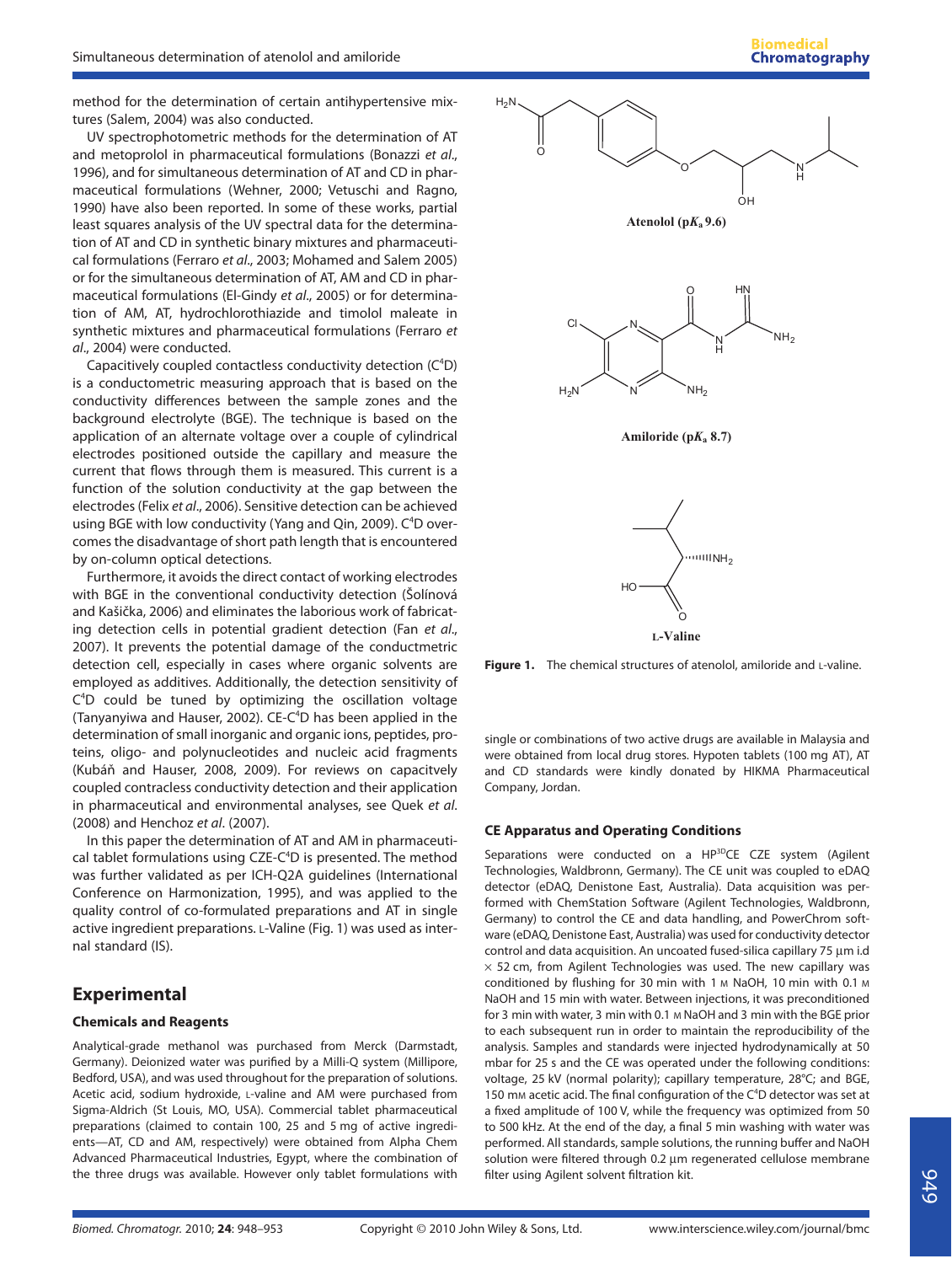method for the determination of certain antihypertensive mixtures (Salem, 2004) was also conducted.

UV spectrophotometric methods for the determination of AT and metoprolol in pharmaceutical formulations (Bonazzi *et al*., 1996), and for simultaneous determination of AT and CD in pharmaceutical formulations (Wehner, 2000; Vetuschi and Ragno, 1990) have also been reported. In some of these works, partial least squares analysis of the UV spectral data for the determination of AT and CD in synthetic binary mixtures and pharmaceutical formulations (Ferraro *et al*., 2003; Mohamed and Salem 2005) or for the simultaneous determination of AT, AM and CD in pharmaceutical formulations (El-Gindy *et al*., 2005) or for determination of AM, AT, hydrochlorothiazide and timolol maleate in synthetic mixtures and pharmaceutical formulations (Ferraro *et al*., 2004) were conducted.

Capacitively coupled contactless conductivity detection ($C^4D$) is a conductometric measuring approach that is based on the conductivity differences between the sample zones and the background electrolyte (BGE). The technique is based on the application of an alternate voltage over a couple of cylindrical electrodes positioned outside the capillary and measure the current that flows through them is measured. This current is a function of the solution conductivity at the gap between the electrodes (Felix *et al*., 2006). Sensitive detection can be achieved using BGE with low conductivity (Yang and Qin, 2009). $C^4D$ overcomes the disadvantage of short path length that is encountered by on-column optical detections.

Furthermore, it avoids the direct contact of working electrodes with BGE in the conventional conductivity detection (Šolínová and Kašička, 2006) and eliminates the laborious work of fabricating detection cells in potential gradient detection (Fan *et al*., 2007). It prevents the potential damage of the conductmetric detection cell, especially in cases where organic solvents are employed as additives. Additionally, the detection sensitivity of $C^4D$ could be tuned by optimizing the oscillation voltage (Tanyanyiwa and Hauser, 2002). CE-$C^4D$ has been applied in the determination of small inorganic and organic ions, peptides, proteins, oligo- and polynucleotides and nucleic acid fragments (Kubáň and Hauser, 2008, 2009). For reviews on capacitvely coupled contracless conductivity detection and their application in pharmaceutical and environmental analyses, see Quek *et al*. (2008) and Henchoz *et al*. (2007).

In this paper the determination of AT and AM in pharmaceutical tablet formulations using CZE-$C^4D$ is presented. The method was further validated as per ICH-Q2A guidelines (International Conference on Harmonization, 1995), and was applied to the quality control of co-formulated preparations and AT in single active ingredient preparations. L-Valine (Fig. 1) was used as internal standard (IS).

Atenolol (p$K_a$ 9.6)

Amiloride (p$K_a$ 8.7)

L-Valine

**Figure 1.** The chemical structures of atenolol, amiloride and L-valine.

## Experimental

### Chemicals and Reagents

Analytical-grade methanol was purchased from Merck (Darmstadt, Germany). Deionized water was purified by a Milli-Q system (Millipore, Bedford, USA), and was used throughout for the preparation of solutions. Acetic acid, sodium hydroxide, L-valine and AM were purchased from Sigma-Aldrich (St Louis, MO, USA). Commercial tablet pharmaceutical preparations (claimed to contain 100, 25 and 5 mg of active ingredients—AT, CD and AM, respectively) were obtained from Alpha Chem Advanced Pharmaceutical Industries, Egypt, where the combination of the three drugs was available. However only tablet formulations with single or combinations of two active drugs are available in Malaysia and were obtained from local drug stores. Hypoten tablets (100 mg AT), AT and CD standards were kindly donated by HIKMA Pharmaceutical Company, Jordan.

### CE Apparatus and Operating Conditions

Separations were conducted on a HP$^{3D}$CE CZE system (Agilent Technologies, Waldbronn, Germany). The CE unit was coupled to eDAQ detector (eDAQ, Denistone East, Australia). Data acquisition was performed with ChemStation Software (Agilent Technologies, Waldbronn, Germany) to control the CE and data handling, and PowerChrom software (eDAQ, Denistone East, Australia) was used for conductivity detector control and data acquisition. An uncoated fused-silica capillary 75 μm i.d × 52 cm, from Agilent Technologies was used. The new capillary was conditioned by flushing for 30 min with 1 M NaOH, 10 min with 0.1 M NaOH and 15 min with water. Between injections, it was preconditioned for 3 min with water, 3 min with 0.1 M NaOH and 3 min with the BGE prior to each subsequent run in order to maintain the reproducibility of the analysis. Samples and standards were injected hydrodynamically at 50 mbar for 25 s and the CE was operated under the following conditions: voltage, 25 kV (normal polarity); capillary temperature, 28°C; and BGE, 150 mM acetic acid. The final configuration of the $C^4D$ detector was set at a fixed amplitude of 100 V, while the frequency was optimized from 50 to 500 kHz. At the end of the day, a final 5 min washing with water was performed. All standards, sample solutions, the running buffer and NaOH solution were filtered through 0.2 μm regenerated cellulose membrane filter using Agilent solvent filtration kit.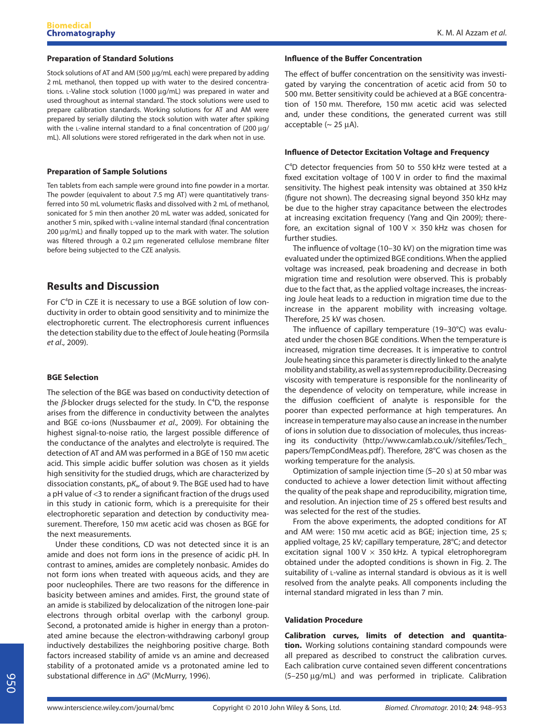### Preparation of Standard Solutions

Stock solutions of AT and AM (500 μg/mL each) were prepared by adding 2 mL methanol, then topped up with water to the desired concentrations. L-Valine stock solution (1000 μg/mL) was prepared in water and used throughout as internal standard. The stock solutions were used to prepare calibration standards. Working solutions for AT and AM were prepared by serially diluting the stock solution with water after spiking with the L-valine internal standard to a final concentration of (200 μg/mL). All solutions were stored refrigerated in the dark when not in use.

### Preparation of Sample Solutions

Ten tablets from each sample were ground into fine powder in a mortar. The powder (equivalent to about 7.5 mg AT) were quantitatively transferred into 50 mL volumetric flasks and dissolved with 2 mL of methanol, sonicated for 5 min then another 20 mL water was added, sonicated for another 5 min, spiked with L-valine internal standard (final concentration 200 μg/mL) and finally topped up to the mark with water. The solution was filtered through a 0.2 μm regenerated cellulose membrane filter before being subjected to the CZE analysis.

## Results and Discussion

For $C^4D$ in CZE it is necessary to use a BGE solution of low conductivity in order to obtain good sensitivity and to minimize the electrophoretic current. The electrophoresis current influences the detection stability due to the effect of Joule heating (Pormsila *et al*., 2009).

### BGE Selection

The selection of the BGE was based on conductivity detection of the *β*-blocker drugs selected for the study. In $C^4D$, the response arises from the difference in conductivity between the analytes and BGE co-ions (Nussbaumer *et al*., 2009). For obtaining the highest signal-to-noise ratio, the largest possible difference of the conductance of the analytes and electrolyte is required. The detection of AT and AM was performed in a BGE of 150 mM acetic acid. This simple acidic buffer solution was chosen as it yields high sensitivity for the studied drugs, which are characterized by dissociation constants, p$K_a$, of about 9. The BGE used had to have a pH value of <3 to render a significant fraction of the drugs used in this study in cationic form, which is a prerequisite for their electrophoretic separation and detection by conductivity measurement. Therefore, 150 mM acetic acid was chosen as BGE for the next measurements.

Under these conditions, CD was not detected since it is an amide and does not form ions in the presence of acidic pH. In contrast to amines, amides are completely nonbasic. Amides do not form ions when treated with aqueous acids, and they are poor nucleophiles. There are two reasons for the difference in basicity between amines and amides. First, the ground state of an amide is stabilized by delocalization of the nitrogen lone-pair electrons through orbital overlap with the carbonyl group. Second, a protonated amide is higher in energy than a protonated amine because the electron-withdrawing carbonyl group inductively destabilizes the neighboring positive charge. Both factors increased stability of amide vs an amine and decreased stability of a protonated amide vs a protonated amine led to substational difference in $\Delta G°$ (McMurry, 1996).

### Influence of the Buffer Concentration

The effect of buffer concentration on the sensitivity was investigated by varying the concentration of acetic acid from 50 to 500 mM. Better sensitivity could be achieved at a BGE concentration of 150 mM. Therefore, 150 mM acetic acid was selected and, under these conditions, the generated current was still acceptable (~ 25 μA).

### Influence of Detector Excitation Voltage and Frequency

$C^4D$ detector frequencies from 50 to 550 kHz were tested at a fixed excitation voltage of 100 V in order to find the maximal sensitivity. The highest peak intensity was obtained at 350 kHz (figure not shown). The decreasing signal beyond 350 kHz may be due to the higher stray capacitance between the electrodes at increasing excitation frequency (Yang and Qin 2009); therefore, an excitation signal of 100 V × 350 kHz was chosen for further studies.

The influence of voltage (10–30 kV) on the migration time was evaluated under the optimized BGE conditions. When the applied voltage was increased, peak broadening and decrease in both migration time and resolution were observed. This is probably due to the fact that, as the applied voltage increases, the increasing Joule heat leads to a reduction in migration time due to the increase in the apparent mobility with increasing voltage. Therefore, 25 kV was chosen.

The influence of capillary temperature (19–30°C) was evaluated under the chosen BGE conditions. When the temperature is increased, migration time decreases. It is imperative to control Joule heating since this parameter is directly linked to the analyte mobility and stability, as well as system reproducibility. Decreasing viscosity with temperature is responsible for the nonlinearity of the dependence of velocity on temperature, while increase in the diffusion coefficient of analyte is responsible for the poorer than expected performance at high temperatures. An increase in temperature may also cause an increase in the number of ions in solution due to dissociation of molecules, thus increasing its conductivity (http://www.camlab.co.uk//sitefiles/Tech_papers/TempCondMeas.pdf). Therefore, 28°C was chosen as the working temperature for the analysis.

Optimization of sample injection time (5–20 s) at 50 mbar was conducted to achieve a lower detection limit without affecting the quality of the peak shape and reproducibility, migration time, and resolution. An injection time of 25 s offered best results and was selected for the rest of the studies.

From the above experiments, the adopted conditions for AT and AM were: 150 mM acetic acid as BGE; injection time, 25 s; applied voltage, 25 kV; capillary temperature, 28°C; and detector excitation signal 100 V × 350 kHz. A typical eletrophoregram obtained under the adopted conditions is shown in Fig. 2. The suitability of L-valine as internal standard is obvious as it is well resolved from the analyte peaks. All components including the internal standard migrated in less than 7 min.

### Validation Procedure

**Calibration curves, limits of detection and quantitation.** Working solutions containing standard compounds were all prepared as described to construct the calibration curves. Each calibration curve contained seven different concentrations (5–250 μg/mL) and was performed in triplicate. Calibration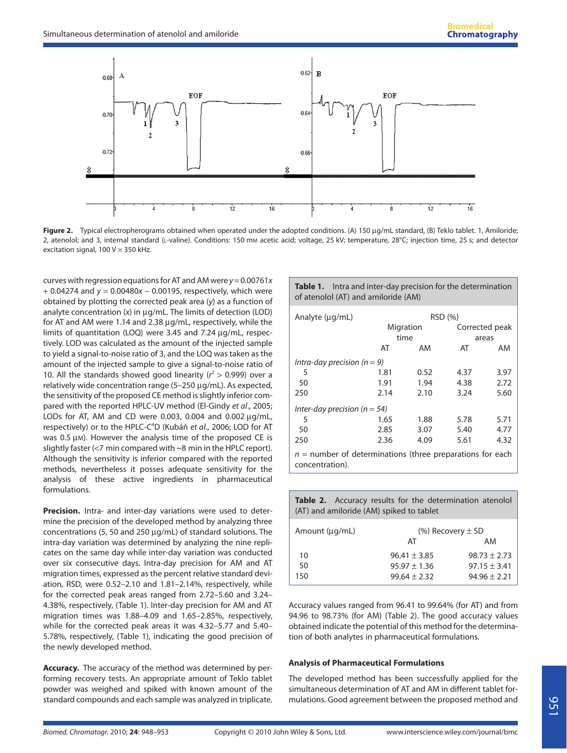Figure 2. Typical electropherograms obtained when operated under the adopted conditions. (A) 150 μg/mL standard, (B) Teklo tablet. 1, Amiloride; 2, atenolol; and 3, internal standard (L-valine). Conditions: 150 mM acetic acid; voltage, 25 kV; temperature, 28°C; injection time, 25 s; and detector excitation signal, 100 V × 350 kHz.

curves with regression equations for AT and AM were $y = 0.00761x + 0.04274$ and $y = 0.00480x - 0.00195$, respectively, which were obtained by plotting the corrected peak area ($y$) as a function of analyte concentration ($x$) in μg/mL. The limits of detection (LOD) for AT and AM were 1.14 and 2.38 μg/mL, respectively, while the limits of quantitation (LOQ) were 3.45 and 7.24 μg/mL, respectively. LOD was calculated as the amount of the injected sample to yield a signal-to-noise ratio of 3, and the LOQ was taken as the amount of the injected sample to give a signal-to-noise ratio of 10. All the standards showed good linearity ($r^2 > 0.999$) over a relatively wide concentration range (5–250 μg/mL). As expected, the sensitivity of the proposed CE method is slightly inferior compared with the reported HPLC-UV method (El-Gindy *et al.*, 2005; LODs for AT, AM and CD were 0.003, 0.004 and 0.002 μg/mL, respectively) or to the HPLC-$C^4$D (Kubáň *et al.*, 2006; LOD for AT was 0.5 μM). However the analysis time of the proposed CE is slightly faster (<7 min compared with ~8 min in the HPLC report). Although the sensitivity is inferior compared with the reported methods, nevertheless it posses adequate sensitivity for the analysis of these active ingredients in pharmaceutical formulations.

**Precision.** Intra- and inter-day variations were used to determine the precision of the developed method by analyzing three concentrations (5, 50 and 250 μg/mL) of standard solutions. The intra-day variation was determined by analyzing the nine replicates on the same day while inter-day variation was conducted over six consecutive days. Intra-day precision for AM and AT migration times, expressed as the percent relative standard deviation, RSD, were 0.52–2.10 and 1.81–2.14%, respectively, while for the corrected peak areas ranged from 2.72–5.60 and 3.24–4.38%, respectively, (Table 1). Inter-day precision for AM and AT migration times was 1.88–4.09 and 1.65–2.85%, respectively, while for the corrected peak areas it was 4.32–5.77 and 5.40–5.78%, respectively, (Table 1), indicating the good precision of the newly developed method.

**Accuracy.** The accuracy of the method was determined by performing recovery tests. An appropriate amount of Teklo tablet powder was weighed and spiked with known amount of the standard compounds and each sample was analyzed in triplicate.

**Table 1.** Intra and inter-day precision for the determination of atenolol (AT) and amiloride (AM)

| Analyte (μg/mL) | RSD (%) | | | |
|---|---|---|---|---|
| | Migration time | | Corrected peak areas | |
| | AT | AM | AT | AM |
| *Intra-day precision (n = 9)* | | | | |
| 5 | 1.81 | 0.52 | 4.37 | 3.97 |
| 50 | 1.91 | 1.94 | 4.38 | 2.72 |
| 250 | 2.14 | 2.10 | 3.24 | 5.60 |
| *Inter-day precision (n = 54)* | | | | |
| 5 | 1.65 | 1.88 | 5.78 | 5.71 |
| 50 | 2.85 | 3.07 | 5.40 | 4.77 |
| 250 | 2.36 | 4.09 | 5.61 | 4.32 |

$n$ = number of determinations (three preparations for each concentration).

**Table 2.** Accuracy results for the determination atenolol (AT) and amiloride (AM) spiked to tablet

| Amount (μg/mL) | (%) Recovery ± SD | |
|---|---|---|
| | AT | AM |
| 10 | 96.41 ± 3.85 | 98.73 ± 2.73 |
| 50 | 95.97 ± 1.36 | 97.15 ± 3.41 |
| 150 | 99.64 ± 2.32 | 94.96 ± 2.21 |

Accuracy values ranged from 96.41 to 99.64% (for AT) and from 94.96 to 98.73% (for AM) (Table 2). The good accuracy values obtained indicate the potential of this method for the determination of both analytes in pharmaceutical formulations.

### Analysis of Pharmaceutical Formulations

The developed method has been successfully applied for the simultaneous determination of AT and AM in different tablet formulations. Good agreement between the proposed method and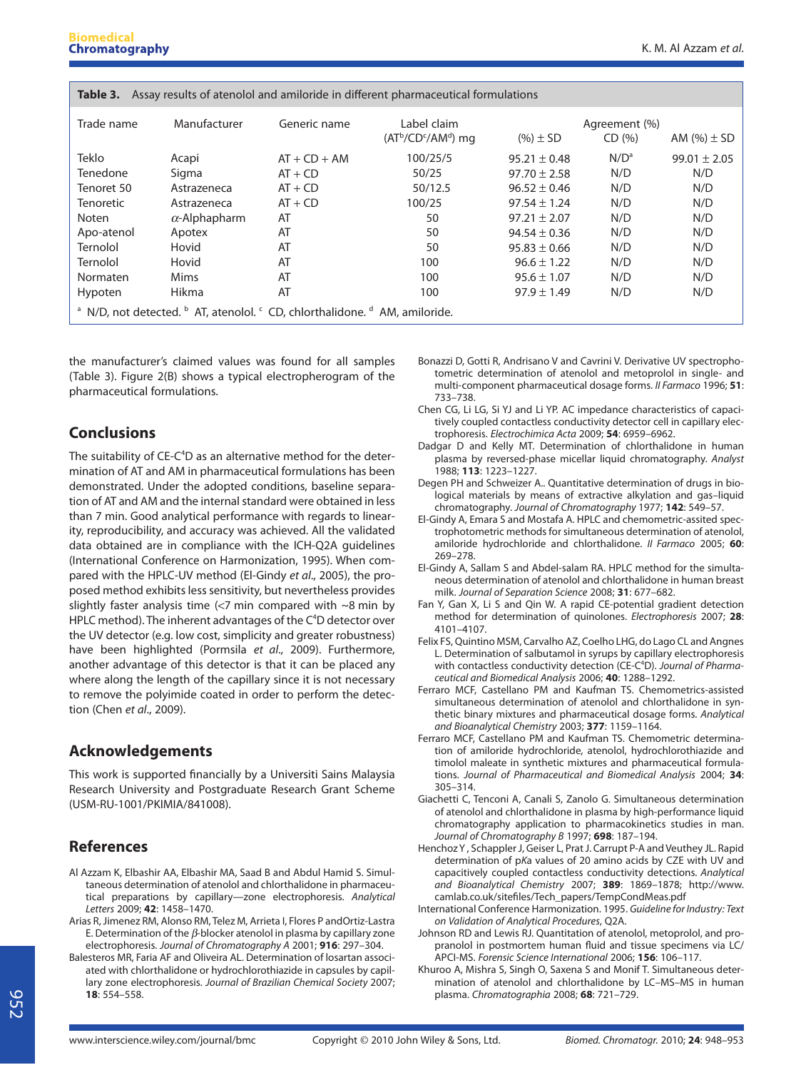**Table 3.** Assay results of atenolol and amiloride in different pharmaceutical formulations

| Trade name | Manufacturer | Generic name | Label claim (AT[b]/CD[c]/AM[d]) mg | Agreement (%) (%) ± SD | CD (%) | AM (%) ± SD |
|---|---|---|---|---|---|---|
| Teklo | Acapi | AT + CD + AM | 100/25/5 | 95.21 ± 0.48 | N/D[a] | 99.01 ± 2.05 |
| Tenedone | Sigma | AT + CD | 50/25 | 97.70 ± 2.58 | N/D | N/D |
| Tenoret 50 | Astrazeneca | AT + CD | 50/12.5 | 96.52 ± 0.46 | N/D | N/D |
| Tenoretic | Astrazeneca | AT + CD | 100/25 | 97.54 ± 1.24 | N/D | N/D |
| Noten | α-Alphapharm | AT | 50 | 97.21 ± 2.07 | N/D | N/D |
| Apo-atenol | Apotex | AT | 50 | 94.54 ± 0.36 | N/D | N/D |
| Ternolol | Hovid | AT | 50 | 95.83 ± 0.66 | N/D | N/D |
| Ternolol | Hovid | AT | 100 | 96.6 ± 1.22 | N/D | N/D |
| Normaten | Mims | AT | 100 | 95.6 ± 1.07 | N/D | N/D |
| Hypoten | Hikma | AT | 100 | 97.9 ± 1.49 | N/D | N/D |

[a] N/D, not detected. [b] AT, atenolol. [c] CD, chlorthalidone. [d] AM, amiloride.

the manufacturer's claimed values was found for all samples (Table 3). Figure 2(B) shows a typical electropherogram of the pharmaceutical formulations.

## Conclusions

The suitability of CE-C$^4$D as an alternative method for the determination of AT and AM in pharmaceutical formulations has been demonstrated. Under the adopted conditions, baseline separation of AT and AM and the internal standard were obtained in less than 7 min. Good analytical performance with regards to linearity, reproducibility, and accuracy was achieved. All the validated data obtained are in compliance with the ICH-Q2A guidelines (International Conference on Harmonization, 1995). When compared with the HPLC-UV method (El-Gindy *et al*., 2005), the proposed method exhibits less sensitivity, but nevertheless provides slightly faster analysis time (<7 min compared with ~8 min by HPLC method). The inherent advantages of the C$^4$D detector over the UV detector (e.g. low cost, simplicity and greater robustness) have been highlighted (Pormsila *et al*., 2009). Furthermore, another advantage of this detector is that it can be placed any where along the length of the capillary since it is not necessary to remove the polyimide coated in order to perform the detection (Chen *et al*., 2009).

## Acknowledgements

This work is supported financially by a Universiti Sains Malaysia Research University and Postgraduate Research Grant Scheme (USM-RU-1001/PKIMIA/841008).

## References

Al Azzam K, Elbashir AA, Elbashir MA, Saad B and Abdul Hamid S. Simultaneous determination of atenolol and chlorthalidone in pharmaceutical preparations by capillary—zone electrophoresis. *Analytical Letters* 2009; **42**: 1458–1470.

Arias R, Jimenez RM, Alonso RM, Telez M, Arrieta I, Flores P andOrtiz-Lastra E. Determination of the β-blocker atenolol in plasma by capillary zone electrophoresis. *Journal of Chromatography A* 2001; **916**: 297–304.

Balesteros MR, Faria AF and Oliveira AL. Determination of losartan associated with chlorthalidone or hydrochlorothiazide in capsules by capillary zone electrophoresis. *Journal of Brazilian Chemical Society* 2007; **18**: 554–558.

Bonazzi D, Gotti R, Andrisano V and Cavrini V. Derivative UV spectrophotometric determination of atenolol and metoprolol in single- and multi-component pharmaceutical dosage forms. *Il Farmaco* 1996; **51**: 733–738.

Chen CG, Li LG, Si YJ and Li YP. AC impedance characteristics of capacitively coupled contactless conductivity detector cell in capillary electrophoresis. *Electrochimica Acta* 2009; **54**: 6959–6962.

Dadgar D and Kelly MT. Determination of chlorthalidone in human plasma by reversed-phase micellar liquid chromatography. *Analyst* 1988; **113**: 1223–1227.

Degen PH and Schweizer A.. Quantitative determination of drugs in biological materials by means of extractive alkylation and gas–liquid chromatography. *Journal of Chromatography* 1977; **142**: 549–57.

El-Gindy A, Emara S and Mostafa A. HPLC and chemometric-assited spectrophotometric methods for simultaneous determination of atenolol, amiloride hydrochloride and chlorthalidone. *Il Farmaco* 2005; **60**: 269–278.

El-Gindy A, Sallam S and Abdel-salam RA. HPLC method for the simultaneous determination of atenolol and chlorthalidone in human breast milk. *Journal of Separation Science* 2008; **31**: 677–682.

Fan Y, Gan X, Li S and Qin W. A rapid CE-potential gradient detection method for determination of quinolones. *Electrophoresis* 2007; **28**: 4101–4107.

Felix FS, Quintino MSM, Carvalho AZ, Coelho LHG, do Lago CL and Angnes L. Determination of salbutamol in syrups by capillary electrophoresis with contactless conductivity detection (CE-C$^4$D). *Journal of Pharmaceutical and Biomedical Analysis* 2006; **40**: 1288–1292.

Ferraro MCF, Castellano PM and Kaufman TS. Chemometrics-assisted simultaneous determination of atenolol and chlorthalidone in synthetic binary mixtures and pharmaceutical dosage forms. *Analytical and Bioanalytical Chemistry* 2003; **377**: 1159–1164.

Ferraro MCF, Castellano PM and Kaufman TS. Chemometric determination of amiloride hydrochloride, atenolol, hydrochlorothiazide and timolol maleate in synthetic mixtures and pharmaceutical formulations. *Journal of Pharmaceutical and Biomedical Analysis* 2004; **34**: 305–314.

Giachetti C, Tenconi A, Canali S, Zanolo G. Simultaneous determination of atenolol and chlorthalidone in plasma by high-performance liquid chromatography application to pharmacokinetics studies in man. *Journal of Chromatography B* 1997; **698**: 187–194.

Henchoz Y , Schappler J, Geiser L, Prat J. Carrupt P-A and Veuthey JL. Rapid determination of pKa values of 20 amino acids by CZE with UV and capacitively coupled contactless conductivity detections. *Analytical and Bioanalytical Chemistry* 2007; **389**: 1869–1878; http://www.camlab.co.uk/sitefiles/Tech_papers/TempCondMeas.pdf

International Conference Harmonization. 1995. *Guideline for Industry: Text on Validation of Analytical Procedures*, Q2A.

Johnson RD and Lewis RJ. Quantitation of atenolol, metoprolol, and propranolol in postmortem human fluid and tissue specimens via LC/APCI-MS. *Forensic Science International* 2006; **156**: 106–117.

Khuroo A, Mishra S, Singh O, Saxena S and Monif T. Simultaneous determination of atenolol and chlorthalidone by LC–MS–MS in human plasma. *Chromatographia* 2008; **68**: 721–729.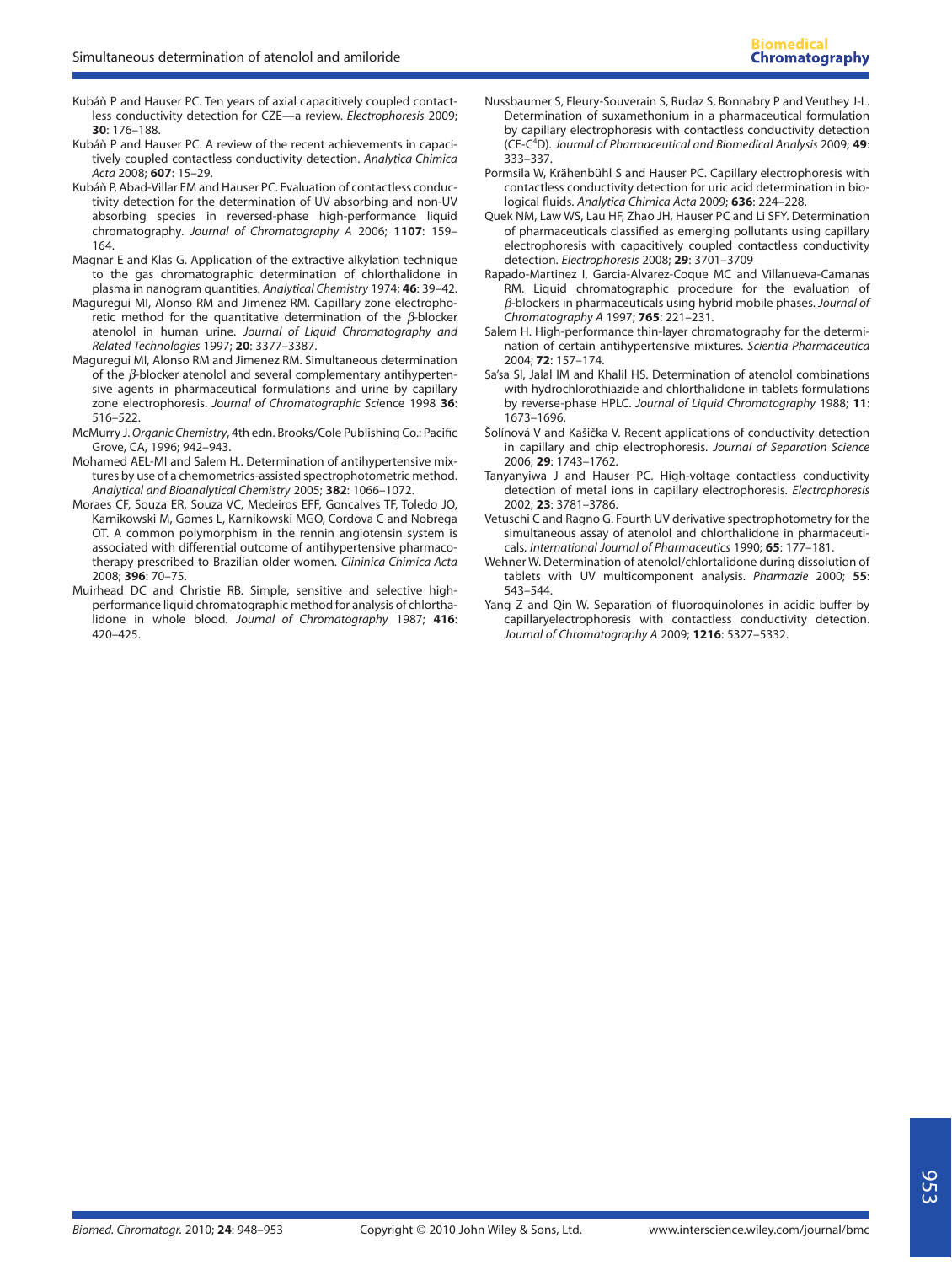Kubáň P and Hauser PC. Ten years of axial capacitively coupled contactless conductivity detection for CZE—a review. *Electrophoresis* 2009; **30**: 176–188.

Kubáň P and Hauser PC. A review of the recent achievements in capacitively coupled contactless conductivity detection. *Analytica Chimica Acta* 2008; **607**: 15–29.

Kubáň P, Abad-Villar EM and Hauser PC. Evaluation of contactless conductivity detection for the determination of UV absorbing and non-UV absorbing species in reversed-phase high-performance liquid chromatography. *Journal of Chromatography A* 2006; **1107**: 159–164.

Magnar E and Klas G. Application of the extractive alkylation technique to the gas chromatographic determination of chlorthalidone in plasma in nanogram quantities. *Analytical Chemistry* 1974; **46**: 39–42.

Maguregui MI, Alonso RM and Jimenez RM. Capillary zone electrophoretic method for the quantitative determination of the β-blocker atenolol in human urine. *Journal of Liquid Chromatography and Related Technologies* 1997; **20**: 3377–3387.

Maguregui MI, Alonso RM and Jimenez RM. Simultaneous determination of the β-blocker atenolol and several complementary antihypertensive agents in pharmaceutical formulations and urine by capillary zone electrophoresis. *Journal of Chromatographic Sci*ence 1998 **36**: 516–522.

McMurry J. *Organic Chemistry*, 4th edn. Brooks/Cole Publishing Co.: Pacific Grove, CA, 1996; 942–943.

Mohamed AEL-MI and Salem H.. Determination of antihypertensive mixtures by use of a chemometrics-assisted spectrophotometric method. *Analytical and Bioanalytical Chemistry* 2005; **382**: 1066–1072.

Moraes CF, Souza ER, Souza VC, Medeiros EFF, Goncalves TF, Toledo JO, Karnikowski M, Gomes L, Karnikowski MGO, Cordova C and Nobrega OT. A common polymorphism in the rennin angiotensin system is associated with differential outcome of antihypertensive pharmacotherapy prescribed to Brazilian older women. *Clininica Chimica Acta* 2008; **396**: 70–75.

Muirhead DC and Christie RB. Simple, sensitive and selective high-performance liquid chromatographic method for analysis of chlorthalidone in whole blood. *Journal of Chromatography* 1987; **416**: 420–425.

Nussbaumer S, Fleury-Souverain S, Rudaz S, Bonnabry P and Veuthey J-L. Determination of suxamethonium in a pharmaceutical formulation by capillary electrophoresis with contactless conductivity detection (CE-$C^4$D). *Journal of Pharmaceutical and Biomedical Analysis* 2009; **49**: 333–337.

Pormsila W, Krähenbühl S and Hauser PC. Capillary electrophoresis with contactless conductivity detection for uric acid determination in biological fluids. *Analytica Chimica Acta* 2009; **636**: 224–228.

Quek NM, Law WS, Lau HF, Zhao JH, Hauser PC and Li SFY. Determination of pharmaceuticals classified as emerging pollutants using capillary electrophoresis with capacitively coupled contactless conductivity detection. *Electrophoresis* 2008; **29**: 3701–3709

Rapado-Martinez I, Garcia-Alvarez-Coque MC and Villanueva-Camanas RM. Liquid chromatographic procedure for the evaluation of β-blockers in pharmaceuticals using hybrid mobile phases. *Journal of Chromatography A* 1997; **765**: 221–231.

Salem H. High-performance thin-layer chromatography for the determination of certain antihypertensive mixtures. *Scientia Pharmaceutica* 2004; **72**: 157–174.

Sa'sa SI, Jalal IM and Khalil HS. Determination of atenolol combinations with hydrochlorothiazide and chlorthalidone in tablets formulations by reverse-phase HPLC. *Journal of Liquid Chromatography* 1988; **11**: 1673–1696.

Šolínová V and Kašička V. Recent applications of conductivity detection in capillary and chip electrophoresis. *Journal of Separation Science* 2006; **29**: 1743–1762.

Tanyanyiwa J and Hauser PC. High-voltage contactless conductivity detection of metal ions in capillary electrophoresis. *Electrophoresis* 2002; **23**: 3781–3786.

Vetuschi C and Ragno G. Fourth UV derivative spectrophotometry for the simultaneous assay of atenolol and chlorthalidone in pharmaceuticals. *International Journal of Pharmaceutics* 1990; **65**: 177–181.

Wehner W. Determination of atenolol/chlortalidone during dissolution of tablets with UV multicomponent analysis. *Pharmazie* 2000; **55**: 543–544.

Yang Z and Qin W. Separation of fluoroquinolones in acidic buffer by capillaryelectrophoresis with contactless conductivity detection. *Journal of Chromatography A* 2009; **1216**: 5327–5332.